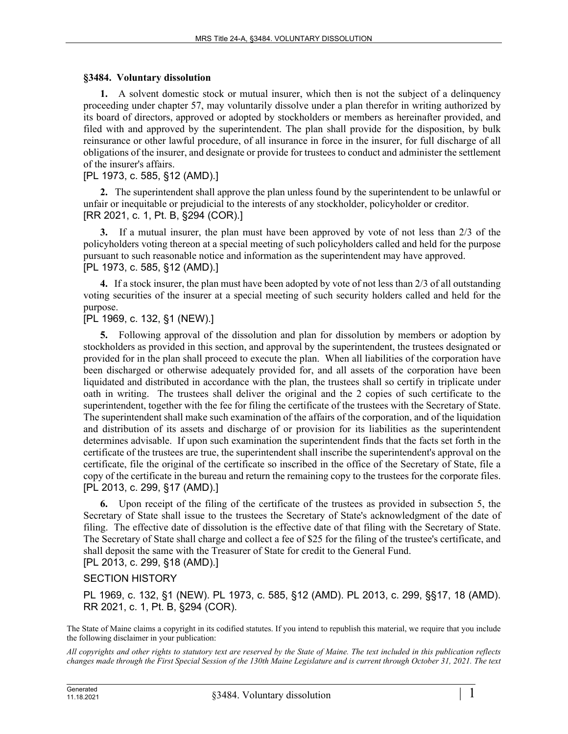### §3484. Voluntary dissolution

**1.** A solvent domestic stock or mutual insurer, which then is not the subject of a delinquency proceeding under chapter 57, may voluntarily dissolve under a plan therefor in writing authorized by its board of directors, approved or adopted by stockholders or members as hereinafter provided, and filed with and approved by the superintendent. The plan shall provide for the disposition, by bulk reinsurance or other lawful procedure, of all insurance in force in the insurer, for full discharge of all obligations of the insurer, and designate or provide for trustees to conduct and administer the settlement of the insurer's affairs.
[PL 1973, c. 585, §12 (AMD).]

**2.** The superintendent shall approve the plan unless found by the superintendent to be unlawful or unfair or inequitable or prejudicial to the interests of any stockholder, policyholder or creditor.
[RR 2021, c. 1, Pt. B, §294 (COR).]

**3.** If a mutual insurer, the plan must have been approved by vote of not less than 2/3 of the policyholders voting thereon at a special meeting of such policyholders called and held for the purpose pursuant to such reasonable notice and information as the superintendent may have approved.
[PL 1973, c. 585, §12 (AMD).]

**4.** If a stock insurer, the plan must have been adopted by vote of not less than 2/3 of all outstanding voting securities of the insurer at a special meeting of such security holders called and held for the purpose.
[PL 1969, c. 132, §1 (NEW).]

**5.** Following approval of the dissolution and plan for dissolution by members or adoption by stockholders as provided in this section, and approval by the superintendent, the trustees designated or provided for in the plan shall proceed to execute the plan. When all liabilities of the corporation have been discharged or otherwise adequately provided for, and all assets of the corporation have been liquidated and distributed in accordance with the plan, the trustees shall so certify in triplicate under oath in writing. The trustees shall deliver the original and the 2 copies of such certificate to the superintendent, together with the fee for filing the certificate of the trustees with the Secretary of State. The superintendent shall make such examination of the affairs of the corporation, and of the liquidation and distribution of its assets and discharge of or provision for its liabilities as the superintendent determines advisable. If upon such examination the superintendent finds that the facts set forth in the certificate of the trustees are true, the superintendent shall inscribe the superintendent's approval on the certificate, file the original of the certificate so inscribed in the office of the Secretary of State, file a copy of the certificate in the bureau and return the remaining copy to the trustees for the corporate files.
[PL 2013, c. 299, §17 (AMD).]

**6.** Upon receipt of the filing of the certificate of the trustees as provided in subsection 5, the Secretary of State shall issue to the trustees the Secretary of State's acknowledgment of the date of filing. The effective date of dissolution is the effective date of that filing with the Secretary of State. The Secretary of State shall charge and collect a fee of $25 for the filing of the trustee's certificate, and shall deposit the same with the Treasurer of State for credit to the General Fund.
[PL 2013, c. 299, §18 (AMD).]

SECTION HISTORY

PL 1969, c. 132, §1 (NEW). PL 1973, c. 585, §12 (AMD). PL 2013, c. 299, §§17, 18 (AMD). RR 2021, c. 1, Pt. B, §294 (COR).

The State of Maine claims a copyright in its codified statutes. If you intend to republish this material, we require that you include the following disclaimer in your publication:

*All copyrights and other rights to statutory text are reserved by the State of Maine. The text included in this publication reflects changes made through the First Special Session of the 130th Maine Legislature and is current through October 31, 2021. The text*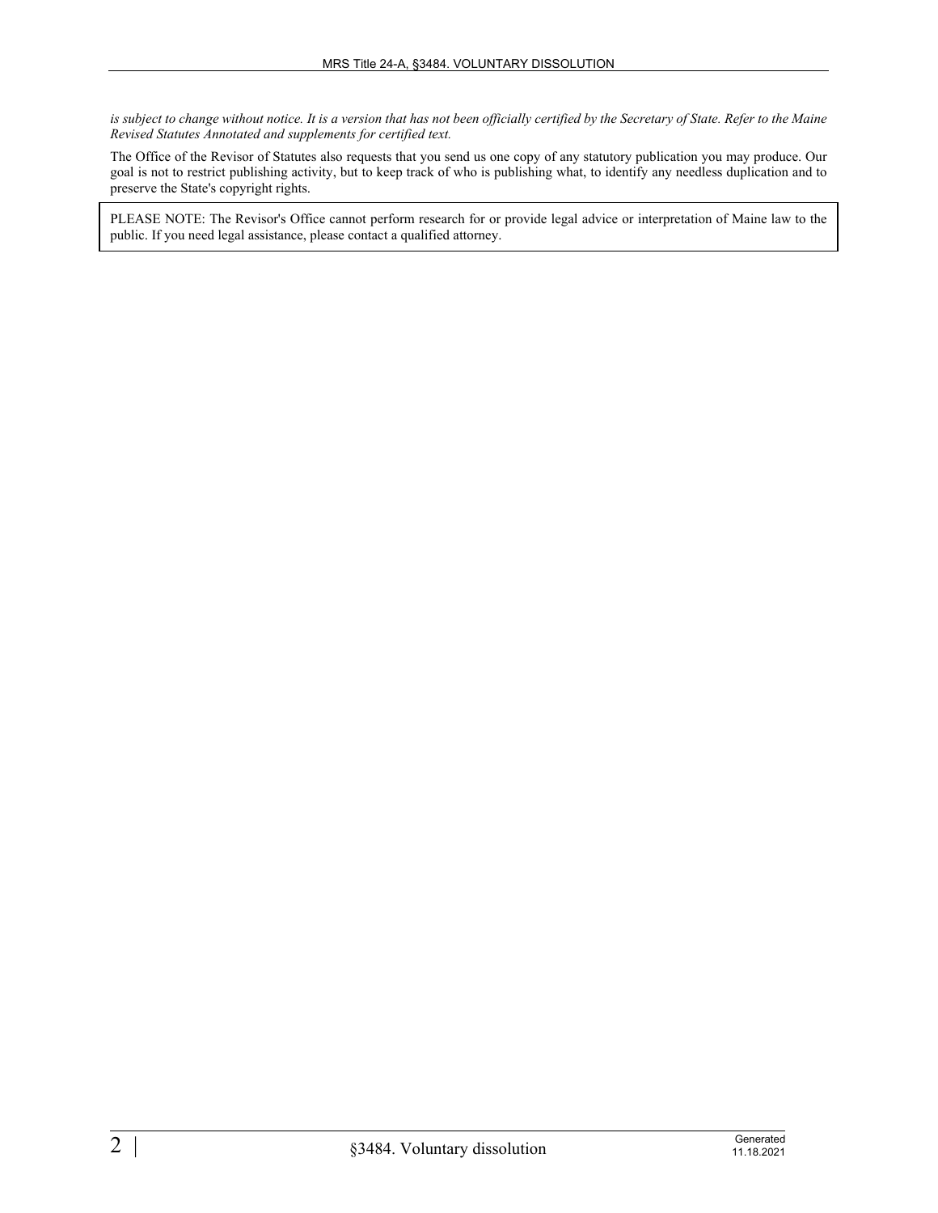*is subject to change without notice. It is a version that has not been officially certified by the Secretary of State. Refer to the Maine Revised Statutes Annotated and supplements for certified text.*

The Office of the Revisor of Statutes also requests that you send us one copy of any statutory publication you may produce. Our goal is not to restrict publishing activity, but to keep track of who is publishing what, to identify any needless duplication and to preserve the State's copyright rights.

PLEASE NOTE: The Revisor's Office cannot perform research for or provide legal advice or interpretation of Maine law to the public. If you need legal assistance, please contact a qualified attorney.